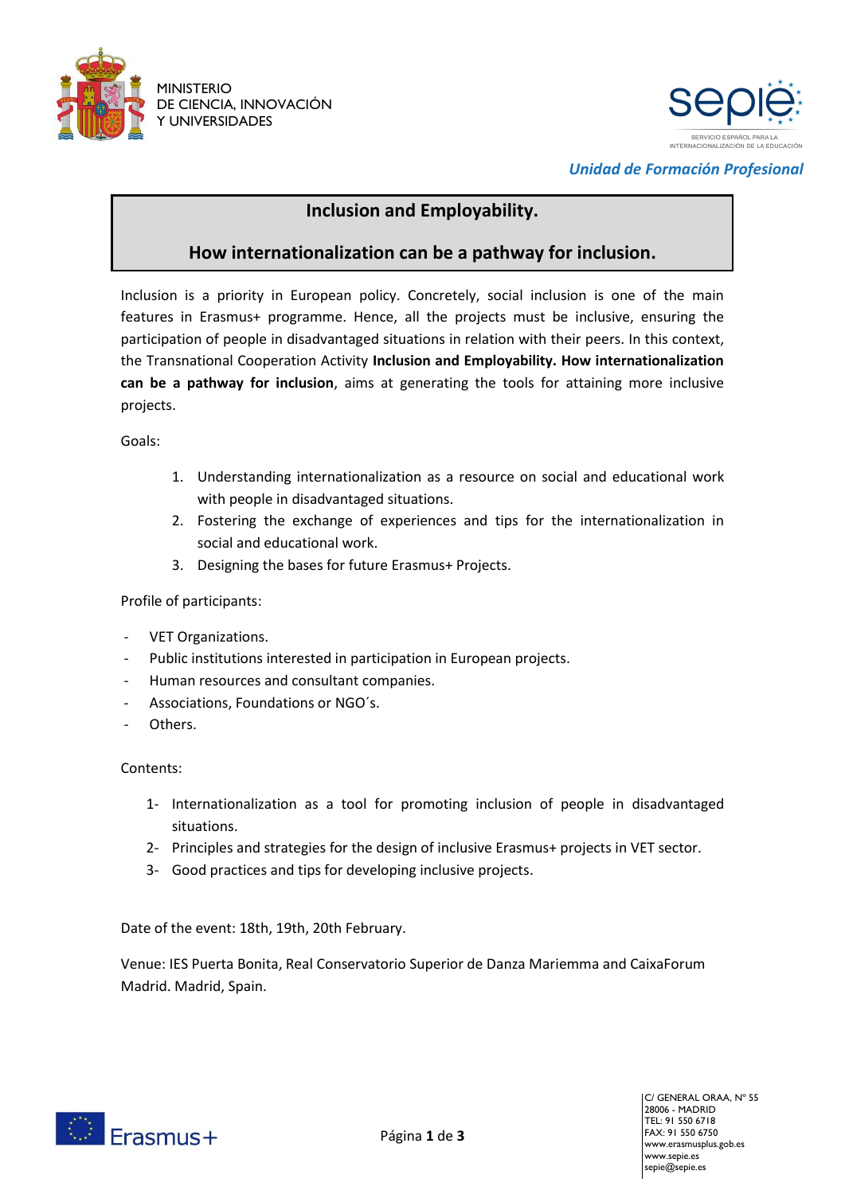MINISTERIO
DE CIENCIA, INNOVACIÓN
Y UNIVERSIDADES

*Unidad de Formación Profesional*

# Inclusion and Employability.

# How internationalization can be a pathway for inclusion.

Inclusion is a priority in European policy. Concretely, social inclusion is one of the main features in Erasmus+ programme. Hence, all the projects must be inclusive, ensuring the participation of people in disadvantaged situations in relation with their peers. In this context, the Transnational Cooperation Activity **Inclusion and Employability. How internationalization can be a pathway for inclusion**, aims at generating the tools for attaining more inclusive projects.

Goals:

1. Understanding internationalization as a resource on social and educational work with people in disadvantaged situations.
2. Fostering the exchange of experiences and tips for the internationalization in social and educational work.
3. Designing the bases for future Erasmus+ Projects.

Profile of participants:

- VET Organizations.
- Public institutions interested in participation in European projects.
- Human resources and consultant companies.
- Associations, Foundations or NGO´s.
- Others.

Contents:

1- Internationalization as a tool for promoting inclusion of people in disadvantaged situations.
2- Principles and strategies for the design of inclusive Erasmus+ projects in VET sector.
3- Good practices and tips for developing inclusive projects.

Date of the event: 18th, 19th, 20th February.

Venue: IES Puerta Bonita, Real Conservatorio Superior de Danza Mariemma and CaixaForum Madrid. Madrid, Spain.

C/ GENERAL ORAA, Nº 55
28006 - MADRID
TEL: 91 550 6718
FAX: 91 550 6750
www.erasmusplus.gob.es
www.sepie.es
sepie@sepie.es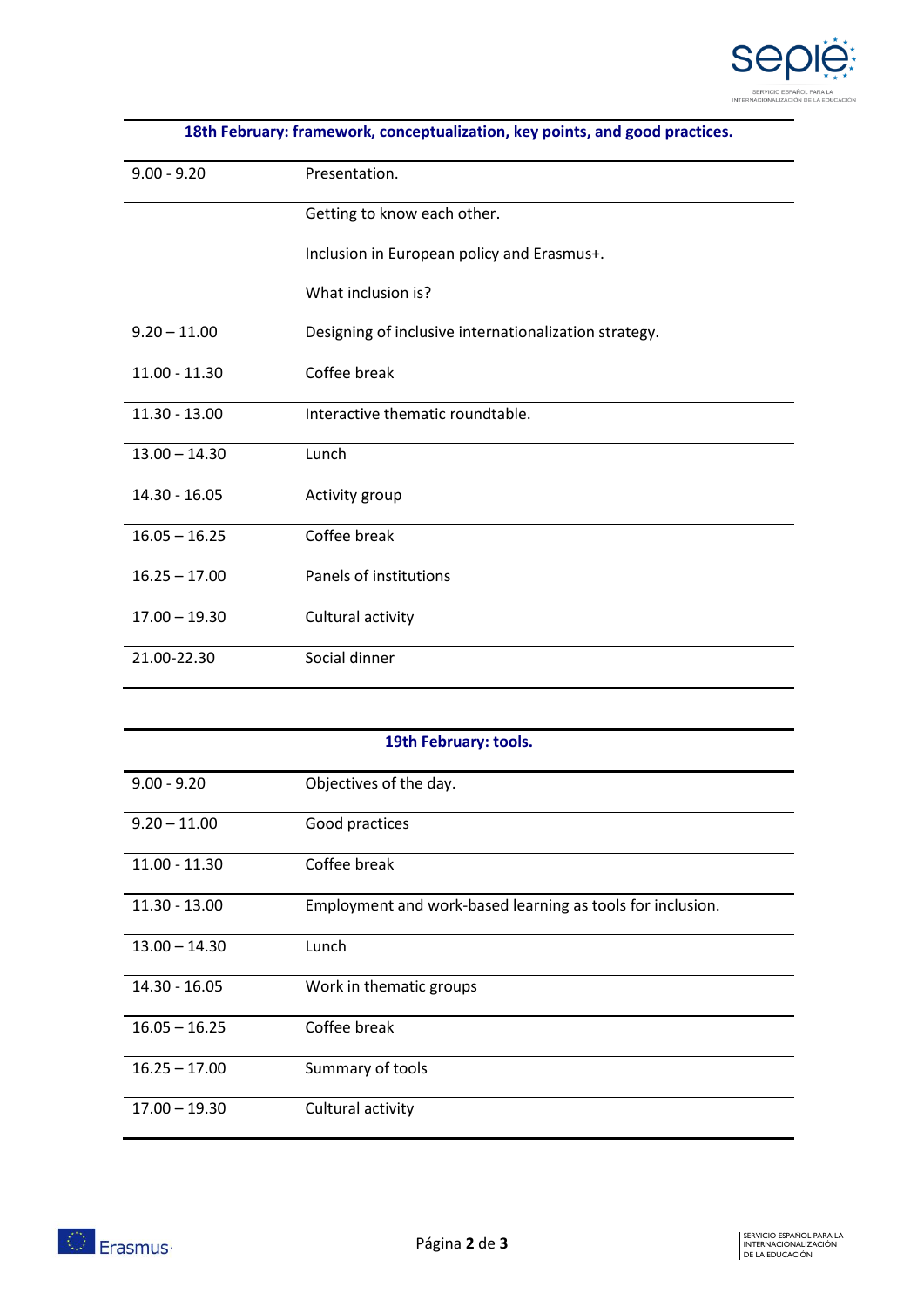| 18th February: framework, conceptualization, key points, and good practices. | |
|---|---|
| 9.00 - 9.20 | Presentation. |
| | Getting to know each other.<br><br>Inclusion in European policy and Erasmus+.<br><br>What inclusion is? |
| 9.20 – 11.00 | Designing of inclusive internationalization strategy. |
| 11.00 - 11.30 | Coffee break |
| 11.30 - 13.00 | Interactive thematic roundtable. |
| 13.00 – 14.30 | Lunch |
| 14.30 - 16.05 | Activity group |
| 16.05 – 16.25 | Coffee break |
| 16.25 – 17.00 | Panels of institutions |
| 17.00 – 19.30 | Cultural activity |
| 21.00-22.30 | Social dinner |

| 19th February: tools. | |
|---|---|
| 9.00 - 9.20 | Objectives of the day. |
| 9.20 – 11.00 | Good practices |
| 11.00 - 11.30 | Coffee break |
| 11.30 - 13.00 | Employment and work-based learning as tools for inclusion. |
| 13.00 – 14.30 | Lunch |
| 14.30 - 16.05 | Work in thematic groups |
| 16.05 – 16.25 | Coffee break |
| 16.25 – 17.00 | Summary of tools |
| 17.00 – 19.30 | Cultural activity |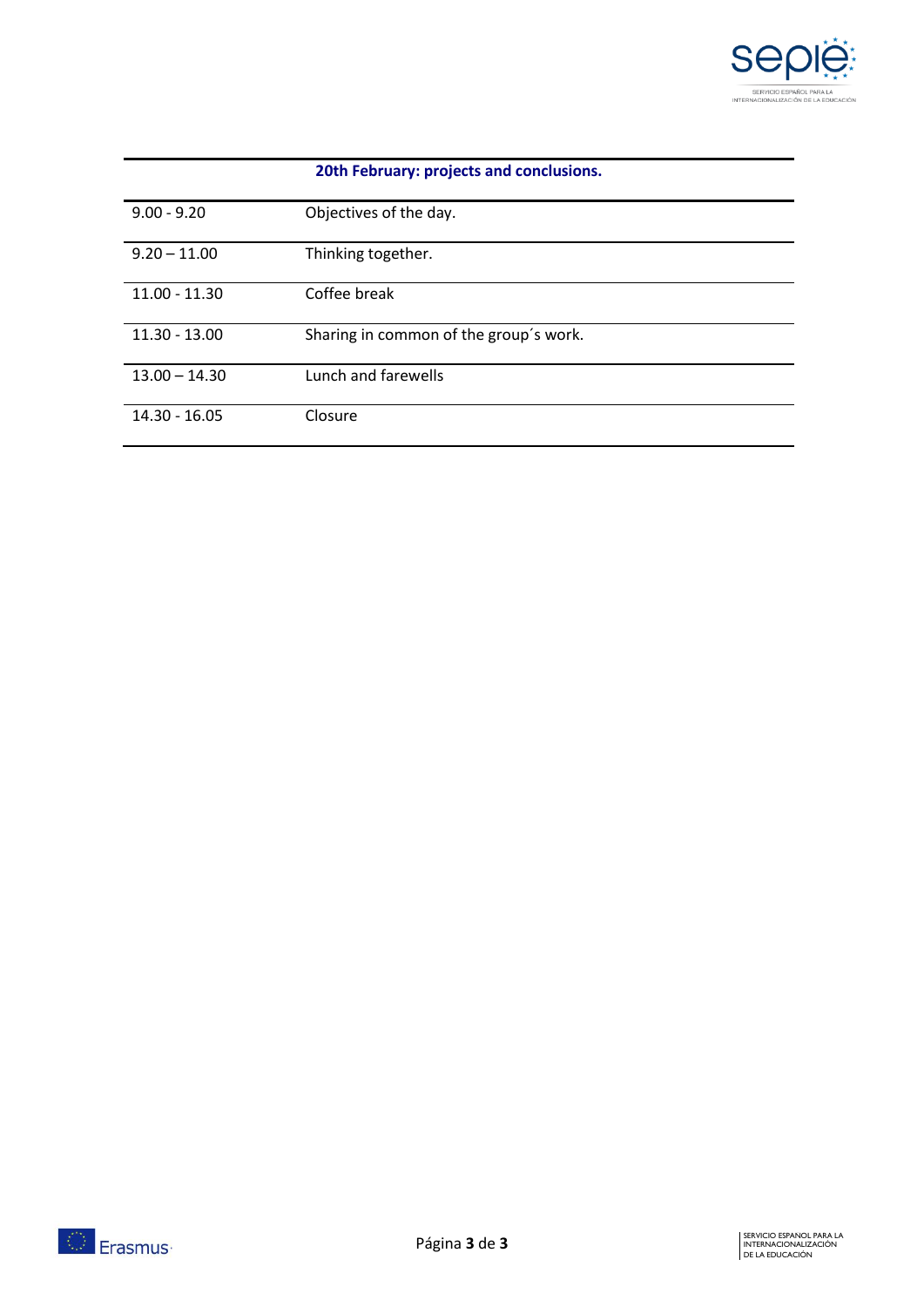| | 20th February: projects and conclusions. |
|---|---|
| 9.00 - 9.20 | Objectives of the day. |
| 9.20 – 11.00 | Thinking together. |
| 11.00 - 11.30 | Coffee break |
| 11.30 - 13.00 | Sharing in common of the group´s work. |
| 13.00 – 14.30 | Lunch and farewells |
| 14.30 - 16.05 | Closure |